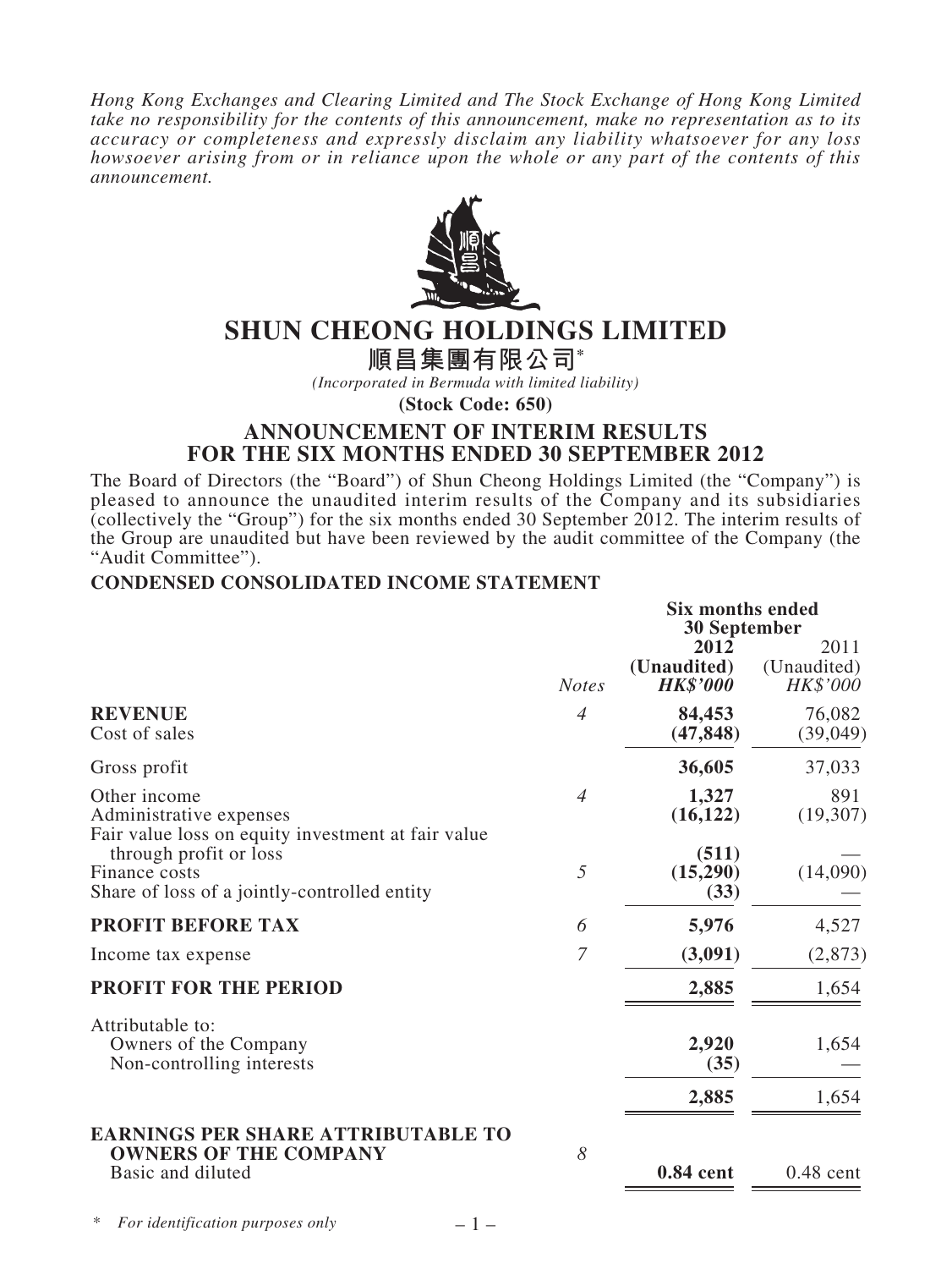*Hong Kong Exchanges and Clearing Limited and The Stock Exchange of Hong Kong Limited take no responsibility for the contents of this announcement, make no representation as to its accuracy or completeness and expressly disclaim any liability whatsoever for any loss howsoever arising from or in reliance upon the whole or any part of the contents of this announcement.*

# SHUN CHEONG HOLDINGS LIMITED

## 順昌集團有限公司*

*(Incorporated in Bermuda with limited liability)*

**(Stock Code: 650)**

## ANNOUNCEMENT OF INTERIM RESULTS FOR THE SIX MONTHS ENDED 30 SEPTEMBER 2012

The Board of Directors (the "Board") of Shun Cheong Holdings Limited (the "Company") is pleased to announce the unaudited interim results of the Company and its subsidiaries (collectively the "Group") for the six months ended 30 September 2012. The interim results of the Group are unaudited but have been reviewed by the audit committee of the Company (the "Audit Committee").

### CONDENSED CONSOLIDATED INCOME STATEMENT

| | | Six months ended 30 September | |
|---|---|---|---|
| | *Notes* | **2012** **(Unaudited)** ***HK$'000*** | 2011 (Unaudited) *HK$'000* |
| **REVENUE** | *4* | **84,453** | 76,082 |
| Cost of sales | | **(47,848)** | (39,049) |
| Gross profit | | **36,605** | 37,033 |
| Other income | *4* | **1,327** | 891 |
| Administrative expenses | | **(16,122)** | (19,307) |
| Fair value loss on equity investment at fair value through profit or loss | | **(511)** | — |
| Finance costs | *5* | **(15,290)** | (14,090) |
| Share of loss of a jointly-controlled entity | | **(33)** | — |
| **PROFIT BEFORE TAX** | *6* | **5,976** | 4,527 |
| Income tax expense | *7* | **(3,091)** | (2,873) |
| **PROFIT FOR THE PERIOD** | | **2,885** | 1,654 |
| Attributable to: | | | |
| Owners of the Company | | **2,920** | 1,654 |
| Non-controlling interests | | **(35)** | — |
| | | **2,885** | 1,654 |
| **EARNINGS PER SHARE ATTRIBUTABLE TO OWNERS OF THE COMPANY** | *8* | | |
| Basic and diluted | | **0.84 cent** | 0.48 cent |

\* *For identification purposes only*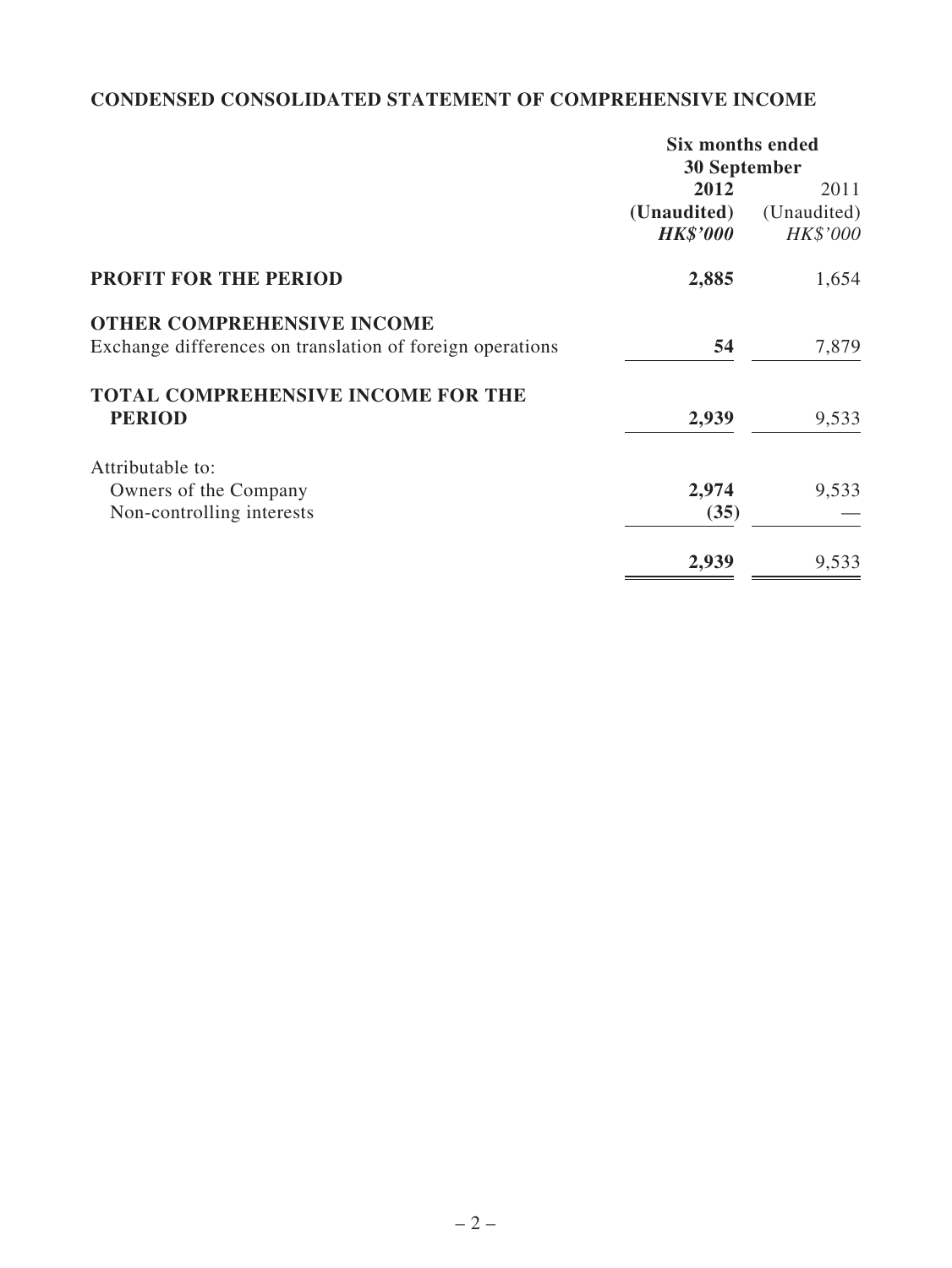## CONDENSED CONSOLIDATED STATEMENT OF COMPREHENSIVE INCOME

| | Six months ended 30 September | |
|---|---|---|
| | **2012** | 2011 |
| | **(Unaudited)** | (Unaudited) |
| | ***HK$'000*** | *HK$'000* |
| **PROFIT FOR THE PERIOD** | **2,885** | 1,654 |
| **OTHER COMPREHENSIVE INCOME** | | |
| Exchange differences on translation of foreign operations | **54** | 7,879 |
| **TOTAL COMPREHENSIVE INCOME FOR THE PERIOD** | **2,939** | 9,533 |
| Attributable to: | | |
| Owners of the Company | **2,974** | 9,533 |
| Non-controlling interests | **(35)** | — |
| | **2,939** | 9,533 |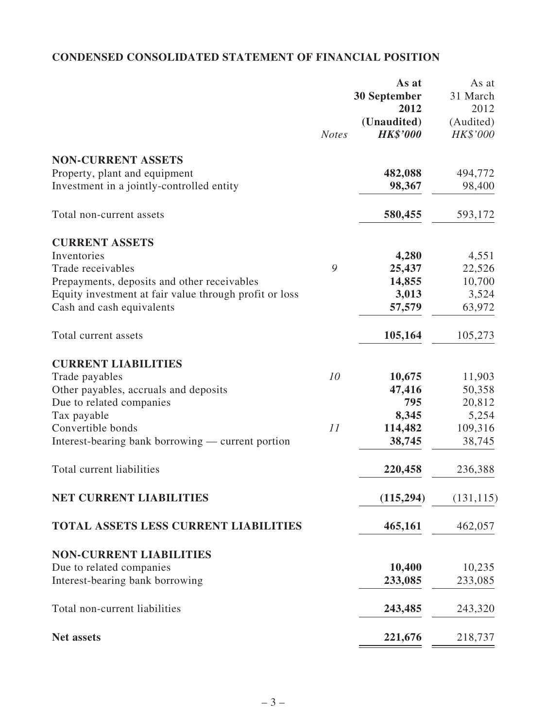## CONDENSED CONSOLIDATED STATEMENT OF FINANCIAL POSITION

| | Notes | As at 30 September 2012 (Unaudited) HK$'000 | As at 31 March 2012 (Audited) HK$'000 |
|---|---|---|---|
| **NON-CURRENT ASSETS** | | | |
| Property, plant and equipment | | **482,088** | 494,772 |
| Investment in a jointly-controlled entity | | **98,367** | 98,400 |
| Total non-current assets | | **580,455** | 593,172 |
| **CURRENT ASSETS** | | | |
| Inventories | | **4,280** | 4,551 |
| Trade receivables | 9 | **25,437** | 22,526 |
| Prepayments, deposits and other receivables | | **14,855** | 10,700 |
| Equity investment at fair value through profit or loss | | **3,013** | 3,524 |
| Cash and cash equivalents | | **57,579** | 63,972 |
| Total current assets | | **105,164** | 105,273 |
| **CURRENT LIABILITIES** | | | |
| Trade payables | 10 | **10,675** | 11,903 |
| Other payables, accruals and deposits | | **47,416** | 50,358 |
| Due to related companies | | **795** | 20,812 |
| Tax payable | | **8,345** | 5,254 |
| Convertible bonds | 11 | **114,482** | 109,316 |
| Interest-bearing bank borrowing — current portion | | **38,745** | 38,745 |
| Total current liabilities | | **220,458** | 236,388 |
| **NET CURRENT LIABILITIES** | | **(115,294)** | (131,115) |
| **TOTAL ASSETS LESS CURRENT LIABILITIES** | | **465,161** | 462,057 |
| **NON-CURRENT LIABILITIES** | | | |
| Due to related companies | | **10,400** | 10,235 |
| Interest-bearing bank borrowing | | **233,085** | 233,085 |
| Total non-current liabilities | | **243,485** | 243,320 |
| **Net assets** | | **221,676** | 218,737 |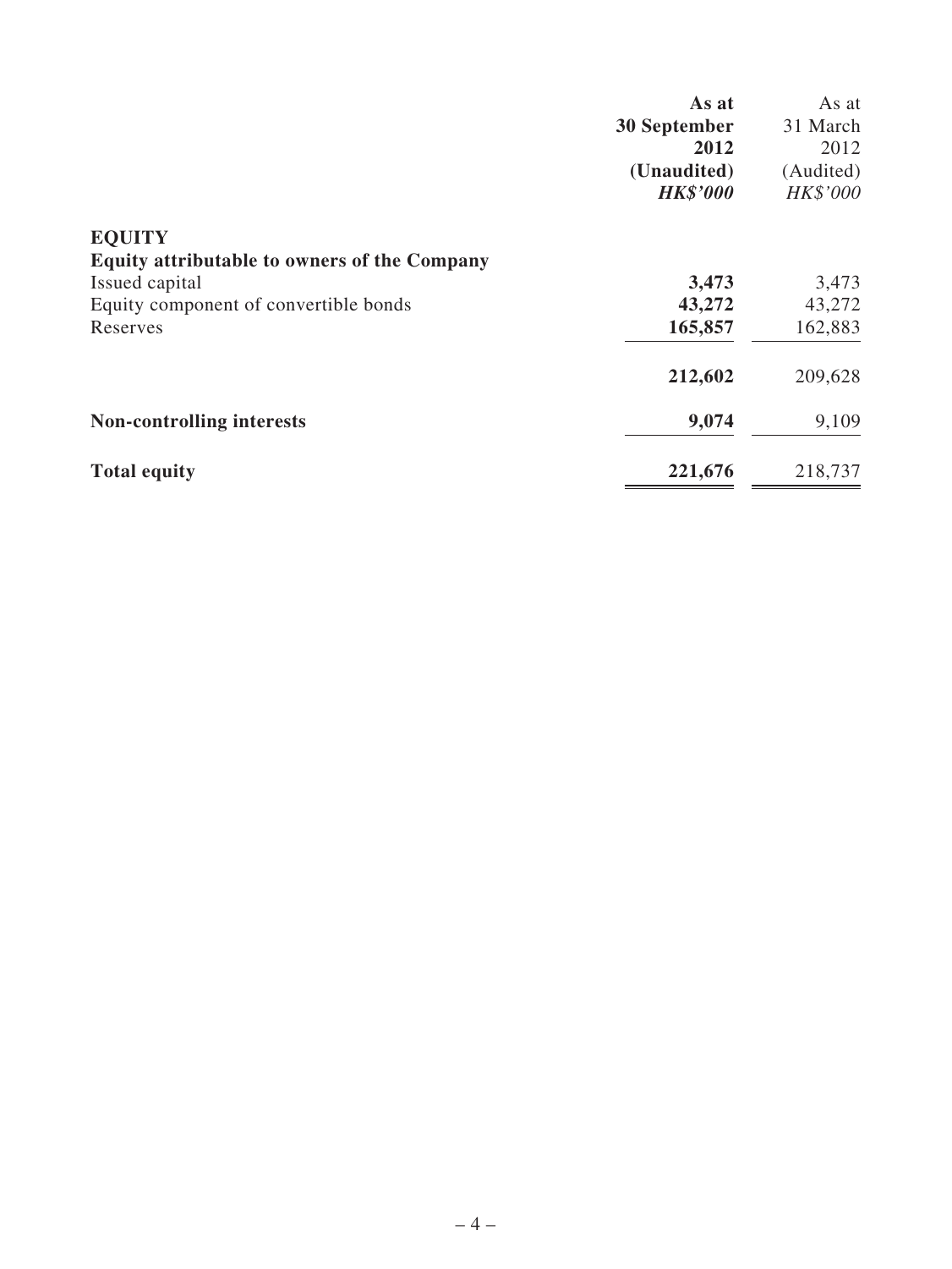| | As at 30 September 2012 (Unaudited) *HK$'000* | As at 31 March 2012 (Audited) *HK$'000* |
|---|---|---|
| **EQUITY** | | |
| **Equity attributable to owners of the Company** | | |
| Issued capital | **3,473** | 3,473 |
| Equity component of convertible bonds | **43,272** | 43,272 |
| Reserves | **165,857** | 162,883 |
| | **212,602** | 209,628 |
| **Non-controlling interests** | **9,074** | 9,109 |
| **Total equity** | **221,676** | 218,737 |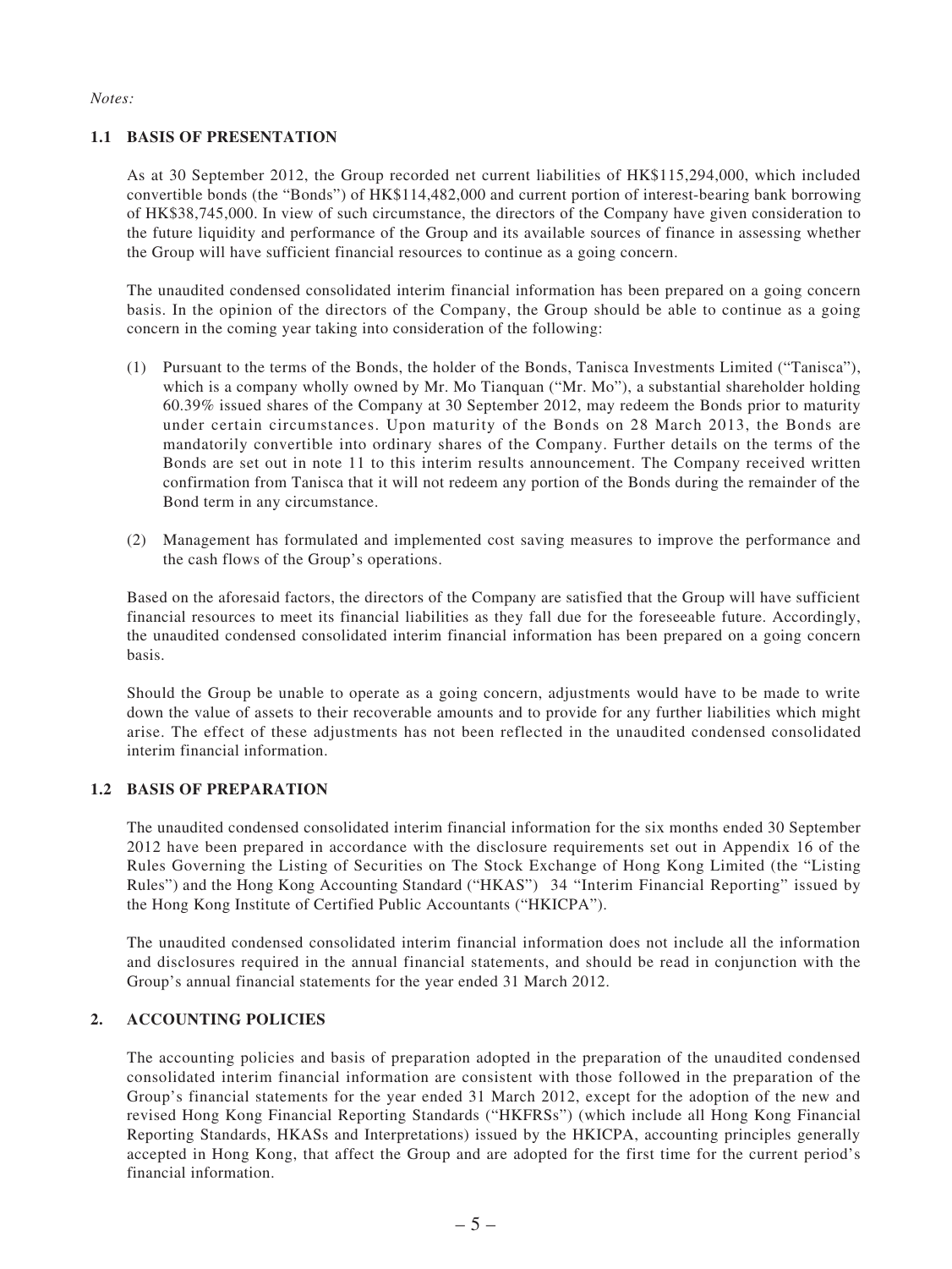*Notes:*

## 1.1 BASIS OF PRESENTATION

As at 30 September 2012, the Group recorded net current liabilities of HK$115,294,000, which included convertible bonds (the "Bonds") of HK$114,482,000 and current portion of interest-bearing bank borrowing of HK$38,745,000. In view of such circumstance, the directors of the Company have given consideration to the future liquidity and performance of the Group and its available sources of finance in assessing whether the Group will have sufficient financial resources to continue as a going concern.

The unaudited condensed consolidated interim financial information has been prepared on a going concern basis. In the opinion of the directors of the Company, the Group should be able to continue as a going concern in the coming year taking into consideration of the following:

(1) Pursuant to the terms of the Bonds, the holder of the Bonds, Tanisca Investments Limited ("Tanisca"), which is a company wholly owned by Mr. Mo Tianquan ("Mr. Mo"), a substantial shareholder holding 60.39% issued shares of the Company at 30 September 2012, may redeem the Bonds prior to maturity under certain circumstances. Upon maturity of the Bonds on 28 March 2013, the Bonds are mandatorily convertible into ordinary shares of the Company. Further details on the terms of the Bonds are set out in note 11 to this interim results announcement. The Company received written confirmation from Tanisca that it will not redeem any portion of the Bonds during the remainder of the Bond term in any circumstance.

(2) Management has formulated and implemented cost saving measures to improve the performance and the cash flows of the Group's operations.

Based on the aforesaid factors, the directors of the Company are satisfied that the Group will have sufficient financial resources to meet its financial liabilities as they fall due for the foreseeable future. Accordingly, the unaudited condensed consolidated interim financial information has been prepared on a going concern basis.

Should the Group be unable to operate as a going concern, adjustments would have to be made to write down the value of assets to their recoverable amounts and to provide for any further liabilities which might arise. The effect of these adjustments has not been reflected in the unaudited condensed consolidated interim financial information.

## 1.2 BASIS OF PREPARATION

The unaudited condensed consolidated interim financial information for the six months ended 30 September 2012 have been prepared in accordance with the disclosure requirements set out in Appendix 16 of the Rules Governing the Listing of Securities on The Stock Exchange of Hong Kong Limited (the "Listing Rules") and the Hong Kong Accounting Standard ("HKAS") 34 "Interim Financial Reporting" issued by the Hong Kong Institute of Certified Public Accountants ("HKICPA").

The unaudited condensed consolidated interim financial information does not include all the information and disclosures required in the annual financial statements, and should be read in conjunction with the Group's annual financial statements for the year ended 31 March 2012.

## 2. ACCOUNTING POLICIES

The accounting policies and basis of preparation adopted in the preparation of the unaudited condensed consolidated interim financial information are consistent with those followed in the preparation of the Group's financial statements for the year ended 31 March 2012, except for the adoption of the new and revised Hong Kong Financial Reporting Standards ("HKFRSs") (which include all Hong Kong Financial Reporting Standards, HKASs and Interpretations) issued by the HKICPA, accounting principles generally accepted in Hong Kong, that affect the Group and are adopted for the first time for the current period's financial information.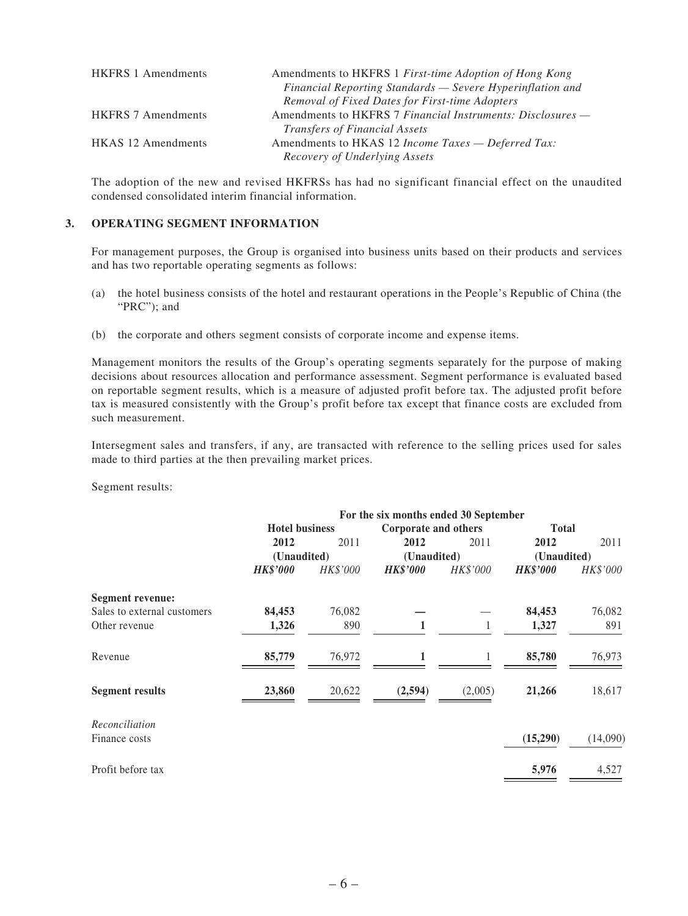| | |
|---|---|
| HKFRS 1 Amendments | Amendments to HKFRS 1 *First-time Adoption of Hong Kong Financial Reporting Standards — Severe Hyperinflation and Removal of Fixed Dates for First-time Adopters* |
| HKFRS 7 Amendments | Amendments to HKFRS 7 *Financial Instruments: Disclosures — Transfers of Financial Assets* |
| HKAS 12 Amendments | Amendments to HKAS 12 *Income Taxes — Deferred Tax: Recovery of Underlying Assets* |

The adoption of the new and revised HKFRSs has had no significant financial effect on the unaudited condensed consolidated interim financial information.

## 3. OPERATING SEGMENT INFORMATION

For management purposes, the Group is organised into business units based on their products and services and has two reportable operating segments as follows:

(a) the hotel business consists of the hotel and restaurant operations in the People's Republic of China (the "PRC"); and

(b) the corporate and others segment consists of corporate income and expense items.

Management monitors the results of the Group's operating segments separately for the purpose of making decisions about resources allocation and performance assessment. Segment performance is evaluated based on reportable segment results, which is a measure of adjusted profit before tax. The adjusted profit before tax is measured consistently with the Group's profit before tax except that finance costs are excluded from such measurement.

Intersegment sales and transfers, if any, are transacted with reference to the selling prices used for sales made to third parties at the then prevailing market prices.

Segment results:

| | For the six months ended 30 September | | | | | |
|---|---|---|---|---|---|---|
| | **Hotel business** | | **Corporate and others** | | **Total** | |
| | **2012** | 2011 | **2012** | 2011 | **2012** | 2011 |
| | **(Unaudited)** | | **(Unaudited)** | | **(Unaudited)** | |
| | ***HK$'000*** | *HK$'000* | ***HK$'000*** | *HK$'000* | ***HK$'000*** | *HK$'000* |
| **Segment revenue:** | | | | | | |
| Sales to external customers | **84,453** | 76,082 | **—** | — | **84,453** | 76,082 |
| Other revenue | **1,326** | 890 | **1** | 1 | **1,327** | 891 |
| Revenue | **85,779** | 76,972 | **1** | 1 | **85,780** | 76,973 |
| **Segment results** | **23,860** | 20,622 | **(2,594)** | (2,005) | **21,266** | 18,617 |
| *Reconciliation* | | | | | | |
| Finance costs | | | | | **(15,290)** | (14,090) |
| Profit before tax | | | | | **5,976** | 4,527 |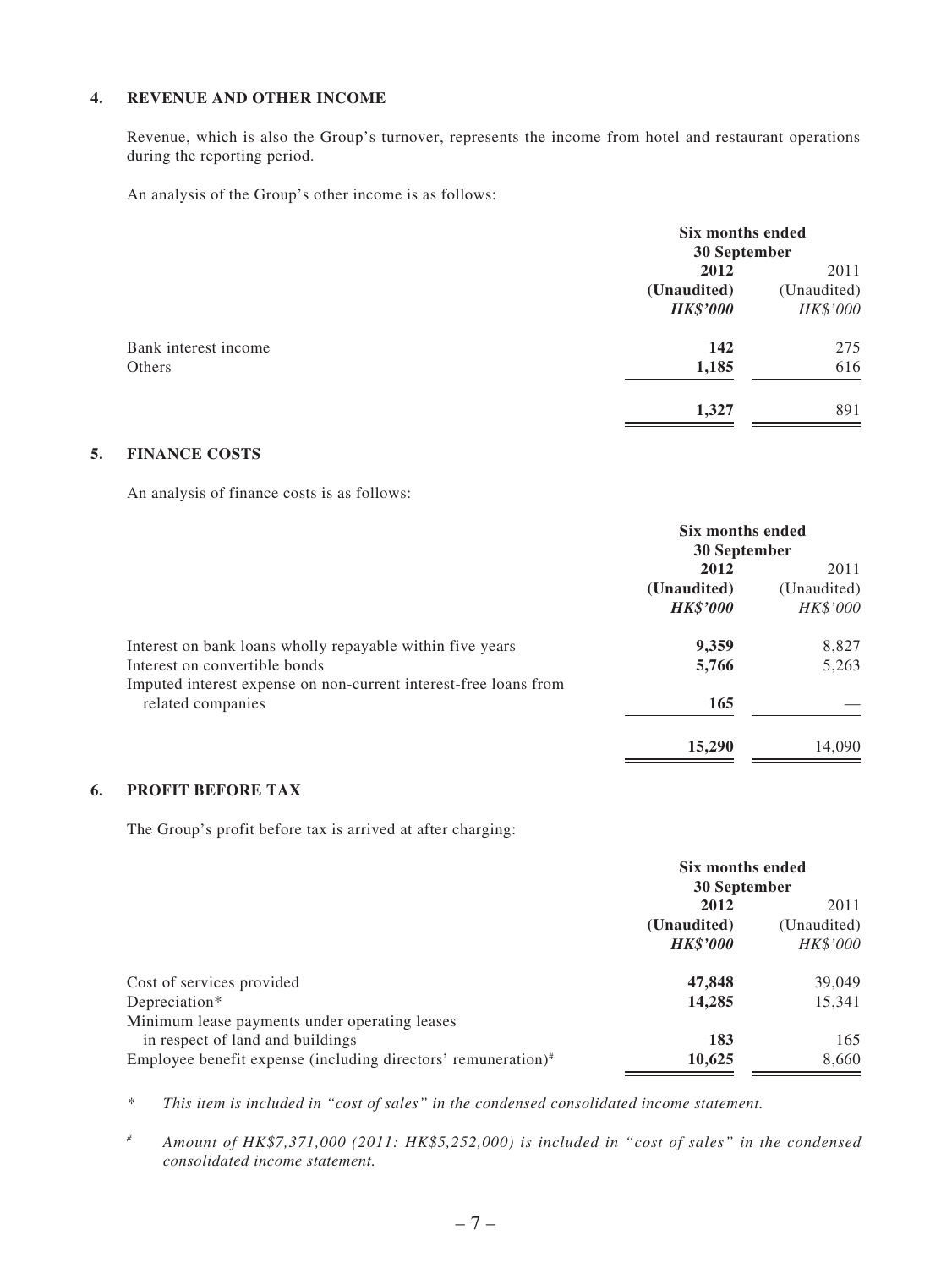## 4. REVENUE AND OTHER INCOME

Revenue, which is also the Group's turnover, represents the income from hotel and restaurant operations during the reporting period.

An analysis of the Group's other income is as follows:

| | Six months ended 30 September | |
|---|---|---|
| | **2012** | 2011 |
| | **(Unaudited)** | (Unaudited) |
| | ***HK$'000*** | *HK$'000* |
| Bank interest income | **142** | 275 |
| Others | **1,185** | 616 |
| | **1,327** | 891 |

## 5. FINANCE COSTS

An analysis of finance costs is as follows:

| | Six months ended 30 September | |
|---|---|---|
| | **2012** | 2011 |
| | **(Unaudited)** | (Unaudited) |
| | ***HK$'000*** | *HK$'000* |
| Interest on bank loans wholly repayable within five years | **9,359** | 8,827 |
| Interest on convertible bonds | **5,766** | 5,263 |
| Imputed interest expense on non-current interest-free loans from related companies | **165** | — |
| | **15,290** | 14,090 |

## 6. PROFIT BEFORE TAX

The Group's profit before tax is arrived at after charging:

| | Six months ended 30 September | |
|---|---|---|
| | **2012** | 2011 |
| | **(Unaudited)** | (Unaudited) |
| | ***HK$'000*** | *HK$'000* |
| Cost of services provided | **47,848** | 39,049 |
| Depreciation* | **14,285** | 15,341 |
| Minimum lease payments under operating leases in respect of land and buildings | **183** | 165 |
| Employee benefit expense (including directors' remuneration)# | **10,625** | 8,660 |

\* *This item is included in "cost of sales" in the condensed consolidated income statement.*

\# *Amount of HK$7,371,000 (2011: HK$5,252,000) is included in "cost of sales" in the condensed consolidated income statement.*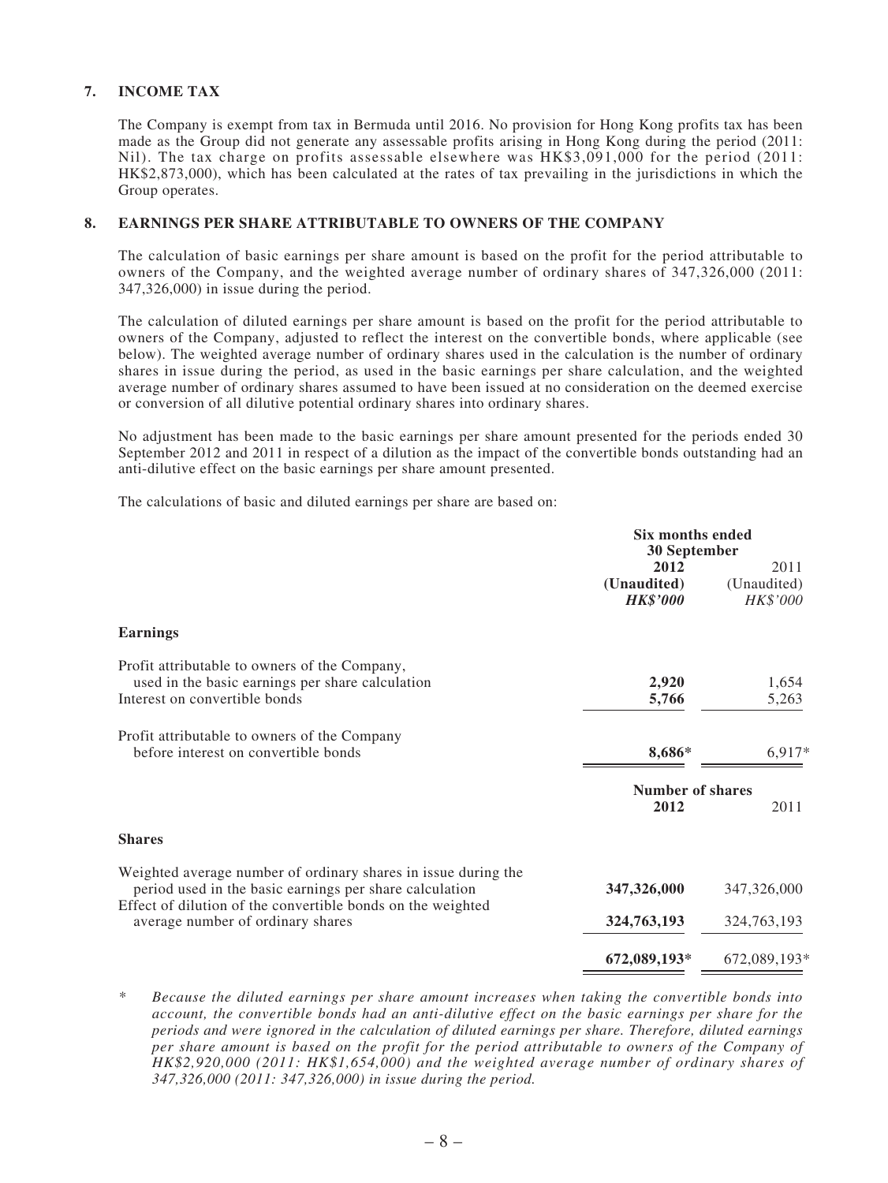## 7. INCOME TAX

The Company is exempt from tax in Bermuda until 2016. No provision for Hong Kong profits tax has been made as the Group did not generate any assessable profits arising in Hong Kong during the period (2011: Nil). The tax charge on profits assessable elsewhere was HK$3,091,000 for the period (2011: HK$2,873,000), which has been calculated at the rates of tax prevailing in the jurisdictions in which the Group operates.

## 8. EARNINGS PER SHARE ATTRIBUTABLE TO OWNERS OF THE COMPANY

The calculation of basic earnings per share amount is based on the profit for the period attributable to owners of the Company, and the weighted average number of ordinary shares of 347,326,000 (2011: 347,326,000) in issue during the period.

The calculation of diluted earnings per share amount is based on the profit for the period attributable to owners of the Company, adjusted to reflect the interest on the convertible bonds, where applicable (see below). The weighted average number of ordinary shares used in the calculation is the number of ordinary shares in issue during the period, as used in the basic earnings per share calculation, and the weighted average number of ordinary shares assumed to have been issued at no consideration on the deemed exercise or conversion of all dilutive potential ordinary shares into ordinary shares.

No adjustment has been made to the basic earnings per share amount presented for the periods ended 30 September 2012 and 2011 in respect of a dilution as the impact of the convertible bonds outstanding had an anti-dilutive effect on the basic earnings per share amount presented.

The calculations of basic and diluted earnings per share are based on:

| | Six months ended 30 September | |
|---|---|---|
| | **2012** | 2011 |
| | **(Unaudited)** | (Unaudited) |
| | ***HK$'000*** | *HK$'000* |
| **Earnings** | | |
| Profit attributable to owners of the Company, used in the basic earnings per share calculation | **2,920** | 1,654 |
| Interest on convertible bonds | **5,766** | 5,263 |
| Profit attributable to owners of the Company before interest on convertible bonds | **8,686*** | 6,917* |
| | **Number of shares** | |
| | **2012** | 2011 |
| **Shares** | | |
| Weighted average number of ordinary shares in issue during the period used in the basic earnings per share calculation | **347,326,000** | 347,326,000 |
| Effect of dilution of the convertible bonds on the weighted average number of ordinary shares | **324,763,193** | 324,763,193 |
| | **672,089,193*** | 672,089,193* |

\* *Because the diluted earnings per share amount increases when taking the convertible bonds into account, the convertible bonds had an anti-dilutive effect on the basic earnings per share for the periods and were ignored in the calculation of diluted earnings per share. Therefore, diluted earnings per share amount is based on the profit for the period attributable to owners of the Company of HK$2,920,000 (2011: HK$1,654,000) and the weighted average number of ordinary shares of 347,326,000 (2011: 347,326,000) in issue during the period.*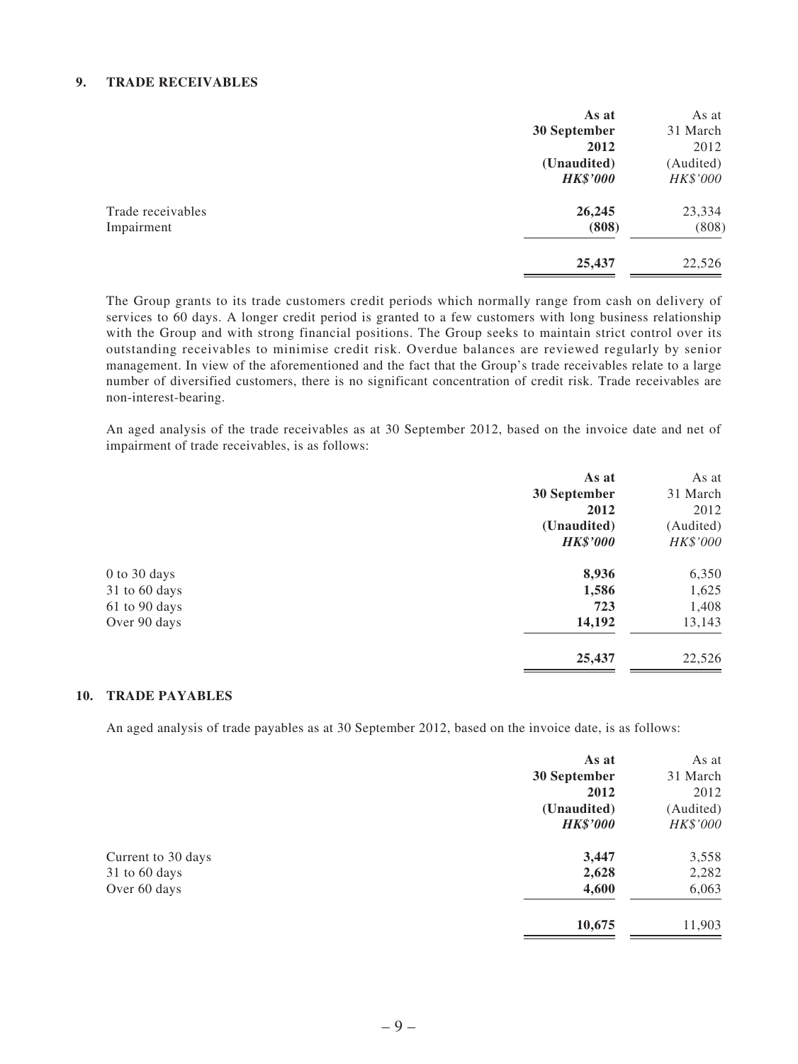## 9. TRADE RECEIVABLES

| | **As at 30 September 2012 (Unaudited) *HK$'000*** | As at 31 March 2012 (Audited) *HK$'000* |
|---|---|---|
| Trade receivables | **26,245** | 23,334 |
| Impairment | **(808)** | (808) |
| | **25,437** | 22,526 |

The Group grants to its trade customers credit periods which normally range from cash on delivery of services to 60 days. A longer credit period is granted to a few customers with long business relationship with the Group and with strong financial positions. The Group seeks to maintain strict control over its outstanding receivables to minimise credit risk. Overdue balances are reviewed regularly by senior management. In view of the aforementioned and the fact that the Group's trade receivables relate to a large number of diversified customers, there is no significant concentration of credit risk. Trade receivables are non-interest-bearing.

An aged analysis of the trade receivables as at 30 September 2012, based on the invoice date and net of impairment of trade receivables, is as follows:

| | **As at 30 September 2012 (Unaudited) *HK$'000*** | As at 31 March 2012 (Audited) *HK$'000* |
|---|---|---|
| 0 to 30 days | **8,936** | 6,350 |
| 31 to 60 days | **1,586** | 1,625 |
| 61 to 90 days | **723** | 1,408 |
| Over 90 days | **14,192** | 13,143 |
| | **25,437** | 22,526 |

## 10. TRADE PAYABLES

An aged analysis of trade payables as at 30 September 2012, based on the invoice date, is as follows:

| | **As at 30 September 2012 (Unaudited) *HK$'000*** | As at 31 March 2012 (Audited) *HK$'000* |
|---|---|---|
| Current to 30 days | **3,447** | 3,558 |
| 31 to 60 days | **2,628** | 2,282 |
| Over 60 days | **4,600** | 6,063 |
| | **10,675** | 11,903 |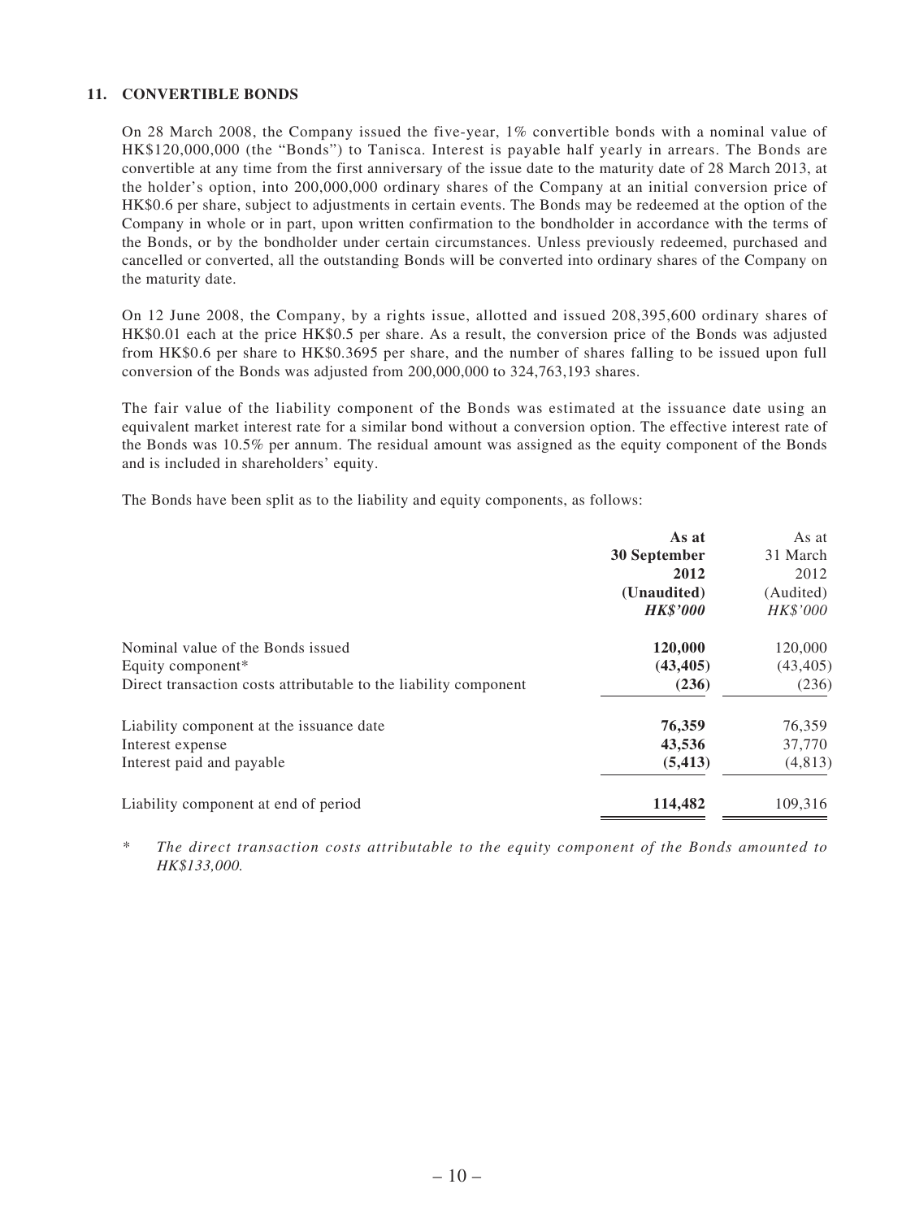## 11. CONVERTIBLE BONDS

On 28 March 2008, the Company issued the five-year, 1% convertible bonds with a nominal value of HK$120,000,000 (the "Bonds") to Tanisca. Interest is payable half yearly in arrears. The Bonds are convertible at any time from the first anniversary of the issue date to the maturity date of 28 March 2013, at the holder's option, into 200,000,000 ordinary shares of the Company at an initial conversion price of HK$0.6 per share, subject to adjustments in certain events. The Bonds may be redeemed at the option of the Company in whole or in part, upon written confirmation to the bondholder in accordance with the terms of the Bonds, or by the bondholder under certain circumstances. Unless previously redeemed, purchased and cancelled or converted, all the outstanding Bonds will be converted into ordinary shares of the Company on the maturity date.

On 12 June 2008, the Company, by a rights issue, allotted and issued 208,395,600 ordinary shares of HK$0.01 each at the price HK$0.5 per share. As a result, the conversion price of the Bonds was adjusted from HK$0.6 per share to HK$0.3695 per share, and the number of shares falling to be issued upon full conversion of the Bonds was adjusted from 200,000,000 to 324,763,193 shares.

The fair value of the liability component of the Bonds was estimated at the issuance date using an equivalent market interest rate for a similar bond without a conversion option. The effective interest rate of the Bonds was 10.5% per annum. The residual amount was assigned as the equity component of the Bonds and is included in shareholders' equity.

The Bonds have been split as to the liability and equity components, as follows:

| | **As at 30 September 2012 (Unaudited) *HK$'000*** | As at 31 March 2012 (Audited) *HK$'000* |
|---|---|---|
| Nominal value of the Bonds issued | **120,000** | 120,000 |
| Equity component* | **(43,405)** | (43,405) |
| Direct transaction costs attributable to the liability component | **(236)** | (236) |
| Liability component at the issuance date | **76,359** | 76,359 |
| Interest expense | **43,536** | 37,770 |
| Interest paid and payable | **(5,413)** | (4,813) |
| Liability component at end of period | **114,482** | 109,316 |

\* *The direct transaction costs attributable to the equity component of the Bonds amounted to HK$133,000.*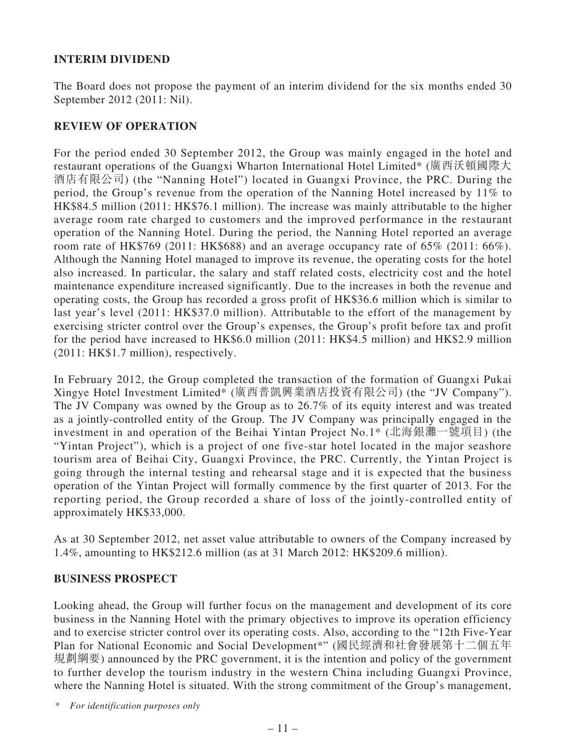## INTERIM DIVIDEND

The Board does not propose the payment of an interim dividend for the six months ended 30 September 2012 (2011: Nil).

## REVIEW OF OPERATION

For the period ended 30 September 2012, the Group was mainly engaged in the hotel and restaurant operations of the Guangxi Wharton International Hotel Limited* (廣西沃頓國際大酒店有限公司) (the "Nanning Hotel") located in Guangxi Province, the PRC. During the period, the Group's revenue from the operation of the Nanning Hotel increased by 11% to HK$84.5 million (2011: HK$76.1 million). The increase was mainly attributable to the higher average room rate charged to customers and the improved performance in the restaurant operation of the Nanning Hotel. During the period, the Nanning Hotel reported an average room rate of HK$769 (2011: HK$688) and an average occupancy rate of 65% (2011: 66%). Although the Nanning Hotel managed to improve its revenue, the operating costs for the hotel also increased. In particular, the salary and staff related costs, electricity cost and the hotel maintenance expenditure increased significantly. Due to the increases in both the revenue and operating costs, the Group has recorded a gross profit of HK$36.6 million which is similar to last year's level (2011: HK$37.0 million). Attributable to the effort of the management by exercising stricter control over the Group's expenses, the Group's profit before tax and profit for the period have increased to HK$6.0 million (2011: HK$4.5 million) and HK$2.9 million (2011: HK$1.7 million), respectively.

In February 2012, the Group completed the transaction of the formation of Guangxi Pukai Xingye Hotel Investment Limited* (廣西普凱興業酒店投資有限公司) (the "JV Company"). The JV Company was owned by the Group as to 26.7% of its equity interest and was treated as a jointly-controlled entity of the Group. The JV Company was principally engaged in the investment in and operation of the Beihai Yintan Project No.1* (北海銀灘一號項目) (the "Yintan Project"), which is a project of one five-star hotel located in the major seashore tourism area of Beihai City, Guangxi Province, the PRC. Currently, the Yintan Project is going through the internal testing and rehearsal stage and it is expected that the business operation of the Yintan Project will formally commence by the first quarter of 2013. For the reporting period, the Group recorded a share of loss of the jointly-controlled entity of approximately HK$33,000.

As at 30 September 2012, net asset value attributable to owners of the Company increased by 1.4%, amounting to HK$212.6 million (as at 31 March 2012: HK$209.6 million).

## BUSINESS PROSPECT

Looking ahead, the Group will further focus on the management and development of its core business in the Nanning Hotel with the primary objectives to improve its operation efficiency and to exercise stricter control over its operating costs. Also, according to the "12th Five-Year Plan for National Economic and Social Development*" (國民經濟和社會發展第十二個五年規劃綱要) announced by the PRC government, it is the intention and policy of the government to further develop the tourism industry in the western China including Guangxi Province, where the Nanning Hotel is situated. With the strong commitment of the Group's management,

* *For identification purposes only*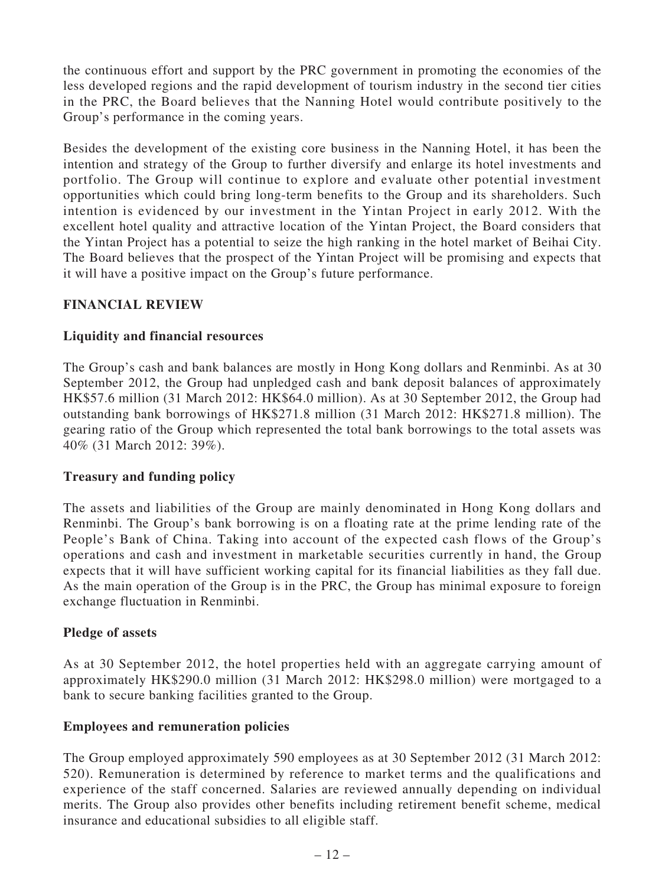the continuous effort and support by the PRC government in promoting the economies of the less developed regions and the rapid development of tourism industry in the second tier cities in the PRC, the Board believes that the Nanning Hotel would contribute positively to the Group's performance in the coming years.

Besides the development of the existing core business in the Nanning Hotel, it has been the intention and strategy of the Group to further diversify and enlarge its hotel investments and portfolio. The Group will continue to explore and evaluate other potential investment opportunities which could bring long-term benefits to the Group and its shareholders. Such intention is evidenced by our investment in the Yintan Project in early 2012. With the excellent hotel quality and attractive location of the Yintan Project, the Board considers that the Yintan Project has a potential to seize the high ranking in the hotel market of Beihai City. The Board believes that the prospect of the Yintan Project will be promising and expects that it will have a positive impact on the Group's future performance.

## FINANCIAL REVIEW

### Liquidity and financial resources

The Group's cash and bank balances are mostly in Hong Kong dollars and Renminbi. As at 30 September 2012, the Group had unpledged cash and bank deposit balances of approximately HK$57.6 million (31 March 2012: HK$64.0 million). As at 30 September 2012, the Group had outstanding bank borrowings of HK$271.8 million (31 March 2012: HK$271.8 million). The gearing ratio of the Group which represented the total bank borrowings to the total assets was 40% (31 March 2012: 39%).

### Treasury and funding policy

The assets and liabilities of the Group are mainly denominated in Hong Kong dollars and Renminbi. The Group's bank borrowing is on a floating rate at the prime lending rate of the People's Bank of China. Taking into account of the expected cash flows of the Group's operations and cash and investment in marketable securities currently in hand, the Group expects that it will have sufficient working capital for its financial liabilities as they fall due. As the main operation of the Group is in the PRC, the Group has minimal exposure to foreign exchange fluctuation in Renminbi.

### Pledge of assets

As at 30 September 2012, the hotel properties held with an aggregate carrying amount of approximately HK$290.0 million (31 March 2012: HK$298.0 million) were mortgaged to a bank to secure banking facilities granted to the Group.

### Employees and remuneration policies

The Group employed approximately 590 employees as at 30 September 2012 (31 March 2012: 520). Remuneration is determined by reference to market terms and the qualifications and experience of the staff concerned. Salaries are reviewed annually depending on individual merits. The Group also provides other benefits including retirement benefit scheme, medical insurance and educational subsidies to all eligible staff.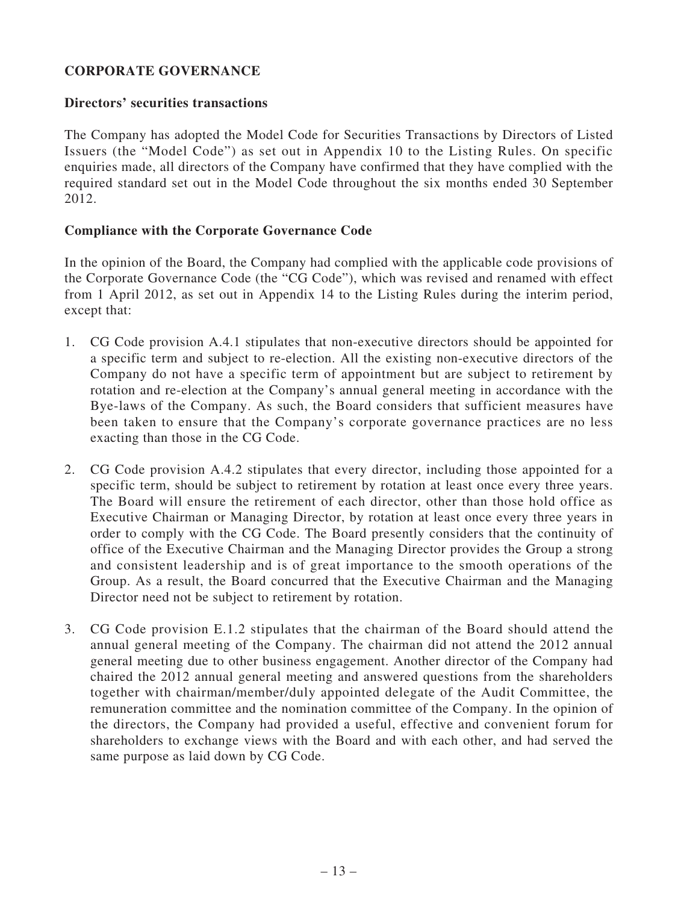## CORPORATE GOVERNANCE

### Directors' securities transactions

The Company has adopted the Model Code for Securities Transactions by Directors of Listed Issuers (the "Model Code") as set out in Appendix 10 to the Listing Rules. On specific enquiries made, all directors of the Company have confirmed that they have complied with the required standard set out in the Model Code throughout the six months ended 30 September 2012.

### Compliance with the Corporate Governance Code

In the opinion of the Board, the Company had complied with the applicable code provisions of the Corporate Governance Code (the "CG Code"), which was revised and renamed with effect from 1 April 2012, as set out in Appendix 14 to the Listing Rules during the interim period, except that:

1. CG Code provision A.4.1 stipulates that non-executive directors should be appointed for a specific term and subject to re-election. All the existing non-executive directors of the Company do not have a specific term of appointment but are subject to retirement by rotation and re-election at the Company's annual general meeting in accordance with the Bye-laws of the Company. As such, the Board considers that sufficient measures have been taken to ensure that the Company's corporate governance practices are no less exacting than those in the CG Code.

2. CG Code provision A.4.2 stipulates that every director, including those appointed for a specific term, should be subject to retirement by rotation at least once every three years. The Board will ensure the retirement of each director, other than those hold office as Executive Chairman or Managing Director, by rotation at least once every three years in order to comply with the CG Code. The Board presently considers that the continuity of office of the Executive Chairman and the Managing Director provides the Group a strong and consistent leadership and is of great importance to the smooth operations of the Group. As a result, the Board concurred that the Executive Chairman and the Managing Director need not be subject to retirement by rotation.

3. CG Code provision E.1.2 stipulates that the chairman of the Board should attend the annual general meeting of the Company. The chairman did not attend the 2012 annual general meeting due to other business engagement. Another director of the Company had chaired the 2012 annual general meeting and answered questions from the shareholders together with chairman/member/duly appointed delegate of the Audit Committee, the remuneration committee and the nomination committee of the Company. In the opinion of the directors, the Company had provided a useful, effective and convenient forum for shareholders to exchange views with the Board and with each other, and had served the same purpose as laid down by CG Code.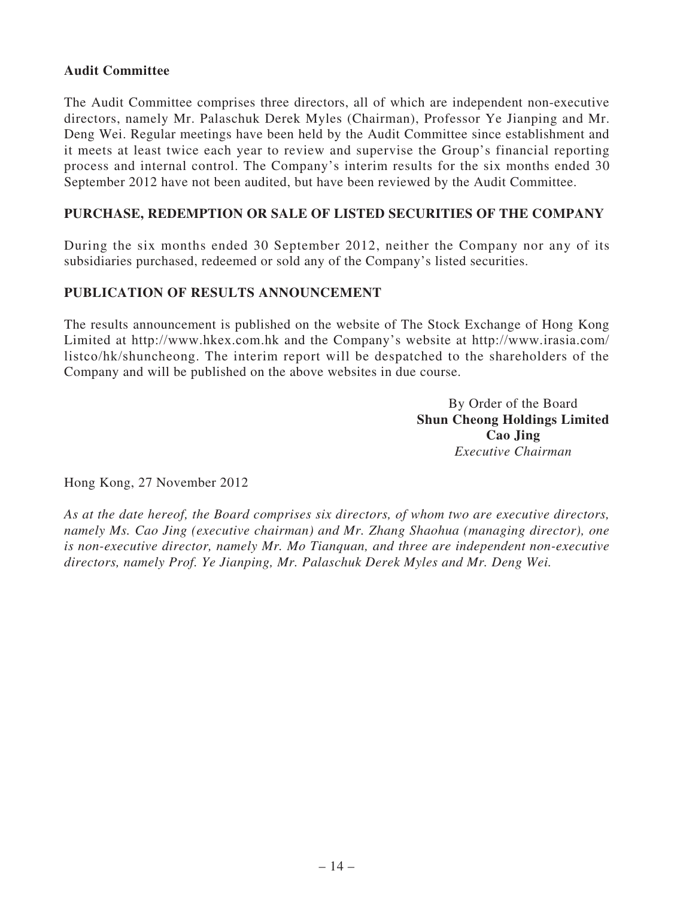### Audit Committee

The Audit Committee comprises three directors, all of which are independent non-executive directors, namely Mr. Palaschuk Derek Myles (Chairman), Professor Ye Jianping and Mr. Deng Wei. Regular meetings have been held by the Audit Committee since establishment and it meets at least twice each year to review and supervise the Group's financial reporting process and internal control. The Company's interim results for the six months ended 30 September 2012 have not been audited, but have been reviewed by the Audit Committee.

## PURCHASE, REDEMPTION OR SALE OF LISTED SECURITIES OF THE COMPANY

During the six months ended 30 September 2012, neither the Company nor any of its subsidiaries purchased, redeemed or sold any of the Company's listed securities.

## PUBLICATION OF RESULTS ANNOUNCEMENT

The results announcement is published on the website of The Stock Exchange of Hong Kong Limited at http://www.hkex.com.hk and the Company's website at http://www.irasia.com/listco/hk/shuncheong. The interim report will be despatched to the shareholders of the Company and will be published on the above websites in due course.

By Order of the Board
**Shun Cheong Holdings Limited**
**Cao Jing**
*Executive Chairman*

Hong Kong, 27 November 2012

*As at the date hereof, the Board comprises six directors, of whom two are executive directors, namely Ms. Cao Jing (executive chairman) and Mr. Zhang Shaohua (managing director), one is non-executive director, namely Mr. Mo Tianquan, and three are independent non-executive directors, namely Prof. Ye Jianping, Mr. Palaschuk Derek Myles and Mr. Deng Wei.*